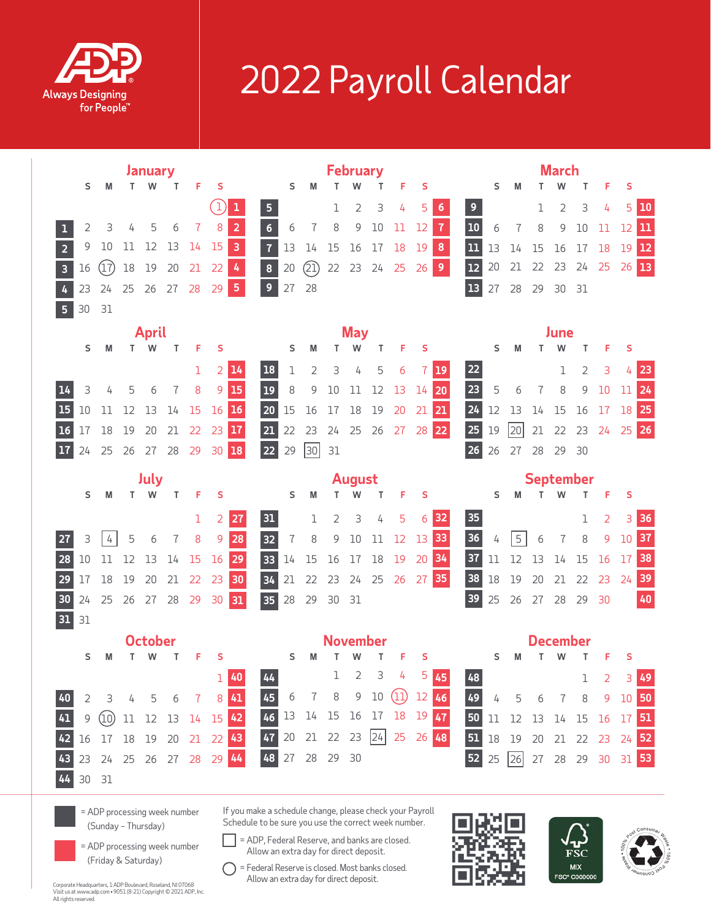# 2022 Payroll Calendar

ADP Always Designing for People™

## January

| Wk | S | M | T | W | T | F | S | Wk |
|---|---|---|---|---|---|---|---|---|
| | | | | | | | 1 ○ | 1 |
| 1 | 2 | 3 | 4 | 5 | 6 | 7 | 8 | 2 |
| 2 | 9 | 10 | 11 | 12 | 13 | 14 | 15 | 3 |
| 3 | 16 | 17 ○ | 18 | 19 | 20 | 21 | 22 | 4 |
| 4 | 23 | 24 | 25 | 26 | 27 | 28 | 29 | 5 |
| 5 | 30 | 31 | | | | | | |

## February

| Wk | S | M | T | W | T | F | S | Wk |
|---|---|---|---|---|---|---|---|---|
| 5 | | | 1 | 2 | 3 | 4 | 5 | 6 |
| 6 | 6 | 7 | 8 | 9 | 10 | 11 | 12 | 7 |
| 7 | 13 | 14 | 15 | 16 | 17 | 18 | 19 | 8 |
| 8 | 20 | 21 ○ | 22 | 23 | 24 | 25 | 26 | 9 |
| 9 | 27 | 28 | | | | | | |

## March

| Wk | S | M | T | W | T | F | S | Wk |
|---|---|---|---|---|---|---|---|---|
| 9 | | | 1 | 2 | 3 | 4 | 5 | 10 |
| 10 | 6 | 7 | 8 | 9 | 10 | 11 | 12 | 11 |
| 11 | 13 | 14 | 15 | 16 | 17 | 18 | 19 | 12 |
| 12 | 20 | 21 | 22 | 23 | 24 | 25 | 26 | 13 |
| 13 | 27 | 28 | 29 | 30 | 31 | | | |

## April

| Wk | S | M | T | W | T | F | S | Wk |
|---|---|---|---|---|---|---|---|---|
| | | | | | | 1 | 2 | 14 |
| 14 | 3 | 4 | 5 | 6 | 7 | 8 | 9 | 15 |
| 15 | 10 | 11 | 12 | 13 | 14 | 15 | 16 | 16 |
| 16 | 17 | 18 | 19 | 20 | 21 | 22 | 23 | 17 |
| 17 | 24 | 25 | 26 | 27 | 28 | 29 | 30 | 18 |

## May

| Wk | S | M | T | W | T | F | S | Wk |
|---|---|---|---|---|---|---|---|---|
| 18 | 1 | 2 | 3 | 4 | 5 | 6 | 7 | 19 |
| 19 | 8 | 9 | 10 | 11 | 12 | 13 | 14 | 20 |
| 20 | 15 | 16 | 17 | 18 | 19 | 20 | 21 | 21 |
| 21 | 22 | 23 | 24 | 25 | 26 | 27 | 28 | 22 |
| 22 | 29 | 30 □ | 31 | | | | | |

## June

| Wk | S | M | T | W | T | F | S | Wk |
|---|---|---|---|---|---|---|---|---|
| 22 | | | | 1 | 2 | 3 | 4 | 23 |
| 23 | 5 | 6 | 7 | 8 | 9 | 10 | 11 | 24 |
| 24 | 12 | 13 | 14 | 15 | 16 | 17 | 18 | 25 |
| 25 | 19 | 20 □ | 21 | 22 | 23 | 24 | 25 | 26 |
| 26 | 26 | 27 | 28 | 29 | 30 | | | |

## July

| Wk | S | M | T | W | T | F | S | Wk |
|---|---|---|---|---|---|---|---|---|
| | | | | | | 1 | 2 | 27 |
| 27 | 3 | 4 □ | 5 | 6 | 7 | 8 | 9 | 28 |
| 28 | 10 | 11 | 12 | 13 | 14 | 15 | 16 | 29 |
| 29 | 17 | 18 | 19 | 20 | 21 | 22 | 23 | 30 |
| 30 | 24 | 25 | 26 | 27 | 28 | 29 | 30 | 31 |
| 31 | 31 | | | | | | | |

## August

| Wk | S | M | T | W | T | F | S | Wk |
|---|---|---|---|---|---|---|---|---|
| 31 | | 1 | 2 | 3 | 4 | 5 | 6 | 32 |
| 32 | 7 | 8 | 9 | 10 | 11 | 12 | 13 | 33 |
| 33 | 14 | 15 | 16 | 17 | 18 | 19 | 20 | 34 |
| 34 | 21 | 22 | 23 | 24 | 25 | 26 | 27 | 35 |
| 35 | 28 | 29 | 30 | 31 | | | | |

## September

| Wk | S | M | T | W | T | F | S | Wk |
|---|---|---|---|---|---|---|---|---|
| 35 | | | | | 1 | 2 | 3 | 36 |
| 36 | 4 | 5 □ | 6 | 7 | 8 | 9 | 10 | 37 |
| 37 | 11 | 12 | 13 | 14 | 15 | 16 | 17 | 38 |
| 38 | 18 | 19 | 20 | 21 | 22 | 23 | 24 | 39 |
| 39 | 25 | 26 | 27 | 28 | 29 | 30 | | 40 |

## October

| Wk | S | M | T | W | T | F | S | Wk |
|---|---|---|---|---|---|---|---|---|
| | | | | | | | 1 | 40 |
| 40 | 2 | 3 | 4 | 5 | 6 | 7 | 8 | 41 |
| 41 | 9 | 10 ○ | 11 | 12 | 13 | 14 | 15 | 42 |
| 42 | 16 | 17 | 18 | 19 | 20 | 21 | 22 | 43 |
| 43 | 23 | 24 | 25 | 26 | 27 | 28 | 29 | 44 |
| 44 | 30 | 31 | | | | | | |

## November

| Wk | S | M | T | W | T | F | S | Wk |
|---|---|---|---|---|---|---|---|---|
| 44 | | | 1 | 2 | 3 | 4 | 5 | 45 |
| 45 | 6 | 7 | 8 | 9 | 10 | 11 ○ | 12 | 46 |
| 46 | 13 | 14 | 15 | 16 | 17 | 18 | 19 | 47 |
| 47 | 20 | 21 | 22 | 23 | 24 □ | 25 | 26 | 48 |
| 48 | 27 | 28 | 29 | 30 | | | | |

## December

| Wk | S | M | T | W | T | F | S | Wk |
|---|---|---|---|---|---|---|---|---|
| 48 | | | | | 1 | 2 | 3 | 49 |
| 49 | 4 | 5 | 6 | 7 | 8 | 9 | 10 | 50 |
| 50 | 11 | 12 | 13 | 14 | 15 | 16 | 17 | 51 |
| 51 | 18 | 19 | 20 | 21 | 22 | 23 | 24 | 52 |
| 52 | 25 | 26 □ | 27 | 28 | 29 | 30 | 31 | 53 |

■ (dark) = ADP processing week number (Sunday – Thursday)

■ (red) = ADP processing week number (Friday & Saturday)

If you make a schedule change, please check your Payroll Schedule to be sure you use the correct week number.

□ = ADP, Federal Reserve, and banks are closed. Allow an extra day for direct deposit.

○ = Federal Reserve is closed. Most banks closed. Allow an extra day for direct deposit.

Corporate Headquarters, 1 ADP Boulevard, Roseland, NJ 07068
Visit us at www.adp.com • 9051 (8-21) Copyright © 2021 ADP, Inc.
All rights reserved.

FSC MIX FSC® C000000

100% Post Consumer Waste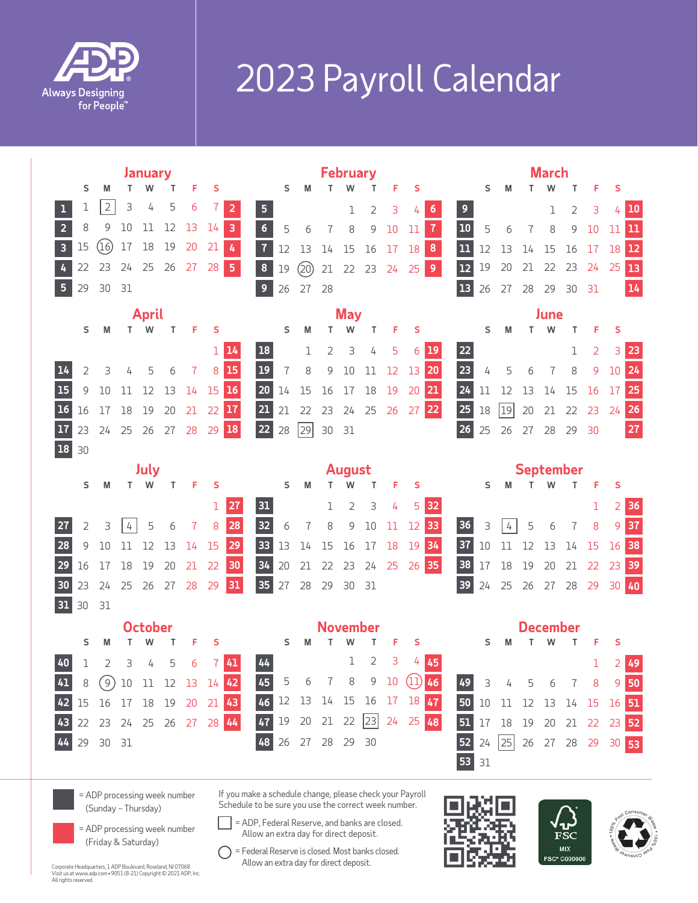Always Designing for People™

# 2023 Payroll Calendar

## January

| | S | M | T | W | T | F | S | |
|---|---|---|---|---|---|---|---|---|
| 1 | 1 | 2 | 3 | 4 | 5 | 6 | 7 | 2 |
| 2 | 8 | 9 | 10 | 11 | 12 | 13 | 14 | 3 |
| 3 | 15 | 16 | 17 | 18 | 19 | 20 | 21 | 4 |
| 4 | 22 | 23 | 24 | 25 | 26 | 27 | 28 | 5 |
| 5 | 29 | 30 | 31 | | | | | |

## February

| | S | M | T | W | T | F | S | |
|---|---|---|---|---|---|---|---|---|
| 5 | | | | 1 | 2 | 3 | 4 | 6 |
| 6 | 5 | 6 | 7 | 8 | 9 | 10 | 11 | 7 |
| 7 | 12 | 13 | 14 | 15 | 16 | 17 | 18 | 8 |
| 8 | 19 | 20 | 21 | 22 | 23 | 24 | 25 | 9 |
| 9 | 26 | 27 | 28 | | | | | |

## March

| | S | M | T | W | T | F | S | |
|---|---|---|---|---|---|---|---|---|
| 9 | | | | 1 | 2 | 3 | 4 | 10 |
| 10 | 5 | 6 | 7 | 8 | 9 | 10 | 11 | 11 |
| 11 | 12 | 13 | 14 | 15 | 16 | 17 | 18 | 12 |
| 12 | 19 | 20 | 21 | 22 | 23 | 24 | 25 | 13 |
| 13 | 26 | 27 | 28 | 29 | 30 | 31 | | 14 |

## April

| | S | M | T | W | T | F | S | |
|---|---|---|---|---|---|---|---|---|
| | | | | | | | 1 | 14 |
| 14 | 2 | 3 | 4 | 5 | 6 | 7 | 8 | 15 |
| 15 | 9 | 10 | 11 | 12 | 13 | 14 | 15 | 16 |
| 16 | 16 | 17 | 18 | 19 | 20 | 21 | 22 | 17 |
| 17 | 23 | 24 | 25 | 26 | 27 | 28 | 29 | 18 |
| 18 | 30 | | | | | | | |

## May

| | S | M | T | W | T | F | S | |
|---|---|---|---|---|---|---|---|---|
| 18 | | 1 | 2 | 3 | 4 | 5 | 6 | 19 |
| 19 | 7 | 8 | 9 | 10 | 11 | 12 | 13 | 20 |
| 20 | 14 | 15 | 16 | 17 | 18 | 19 | 20 | 21 |
| 21 | 21 | 22 | 23 | 24 | 25 | 26 | 27 | 22 |
| 22 | 28 | 29 | 30 | 31 | | | | |

## June

| | S | M | T | W | T | F | S | |
|---|---|---|---|---|---|---|---|---|
| 22 | | | | | 1 | 2 | 3 | 23 |
| 23 | 4 | 5 | 6 | 7 | 8 | 9 | 10 | 24 |
| 24 | 11 | 12 | 13 | 14 | 15 | 16 | 17 | 25 |
| 25 | 18 | 19 | 20 | 21 | 22 | 23 | 24 | 26 |
| 26 | 25 | 26 | 27 | 28 | 29 | 30 | | 27 |

## July

| | S | M | T | W | T | F | S | |
|---|---|---|---|---|---|---|---|---|
| | | | | | | | 1 | 27 |
| 27 | 2 | 3 | 4 | 5 | 6 | 7 | 8 | 28 |
| 28 | 9 | 10 | 11 | 12 | 13 | 14 | 15 | 29 |
| 29 | 16 | 17 | 18 | 19 | 20 | 21 | 22 | 30 |
| 30 | 23 | 24 | 25 | 26 | 27 | 28 | 29 | 31 |
| 31 | 30 | 31 | | | | | | |

## August

| | S | M | T | W | T | F | S | |
|---|---|---|---|---|---|---|---|---|
| 31 | | | 1 | 2 | 3 | 4 | 5 | 32 |
| 32 | 6 | 7 | 8 | 9 | 10 | 11 | 12 | 33 |
| 33 | 13 | 14 | 15 | 16 | 17 | 18 | 19 | 34 |
| 34 | 20 | 21 | 22 | 23 | 24 | 25 | 26 | 35 |
| 35 | 27 | 28 | 29 | 30 | 31 | | | |

## September

| | S | M | T | W | T | F | S | |
|---|---|---|---|---|---|---|---|---|
| | | | | | | 1 | 2 | 36 |
| 36 | 3 | 4 | 5 | 6 | 7 | 8 | 9 | 37 |
| 37 | 10 | 11 | 12 | 13 | 14 | 15 | 16 | 38 |
| 38 | 17 | 18 | 19 | 20 | 21 | 22 | 23 | 39 |
| 39 | 24 | 25 | 26 | 27 | 28 | 29 | 30 | 40 |

## October

| | S | M | T | W | T | F | S | |
|---|---|---|---|---|---|---|---|---|
| 40 | 1 | 2 | 3 | 4 | 5 | 6 | 7 | 41 |
| 41 | 8 | 9 | 10 | 11 | 12 | 13 | 14 | 42 |
| 42 | 15 | 16 | 17 | 18 | 19 | 20 | 21 | 43 |
| 43 | 22 | 23 | 24 | 25 | 26 | 27 | 28 | 44 |
| 44 | 29 | 30 | 31 | | | | | |

## November

| | S | M | T | W | T | F | S | |
|---|---|---|---|---|---|---|---|---|
| 44 | | | | 1 | 2 | 3 | 4 | 45 |
| 45 | 5 | 6 | 7 | 8 | 9 | 10 | 11 | 46 |
| 46 | 12 | 13 | 14 | 15 | 16 | 17 | 18 | 47 |
| 47 | 19 | 20 | 21 | 22 | 23 | 24 | 25 | 48 |
| 48 | 26 | 27 | 28 | 29 | 30 | | | |

## December

| | S | M | T | W | T | F | S | |
|---|---|---|---|---|---|---|---|---|
| | | | | | | 1 | 2 | 49 |
| 49 | 3 | 4 | 5 | 6 | 7 | 8 | 9 | 50 |
| 50 | 10 | 11 | 12 | 13 | 14 | 15 | 16 | 51 |
| 51 | 17 | 18 | 19 | 20 | 21 | 22 | 23 | 52 |
| 52 | 24 | 25 | 26 | 27 | 28 | 29 | 30 | 53 |
| 53 | 31 | | | | | | | |

= ADP processing week number (Sunday – Thursday)

= ADP processing week number (Friday & Saturday)

If you make a schedule change, please check your Payroll Schedule to be sure you use the correct week number.

= ADP, Federal Reserve, and banks are closed. Allow an extra day for direct deposit.

= Federal Reserve is closed. Most banks closed. Allow an extra day for direct deposit.

Corporate Headquarters, 1 ADP Boulevard, Roseland, NJ 07068
Visit us at www.adp.com • 9051 (8-21) Copyright © 2021 ADP, Inc.
All rights reserved.

FSC MIX FSC® C000000

100% Post Consumer Waste